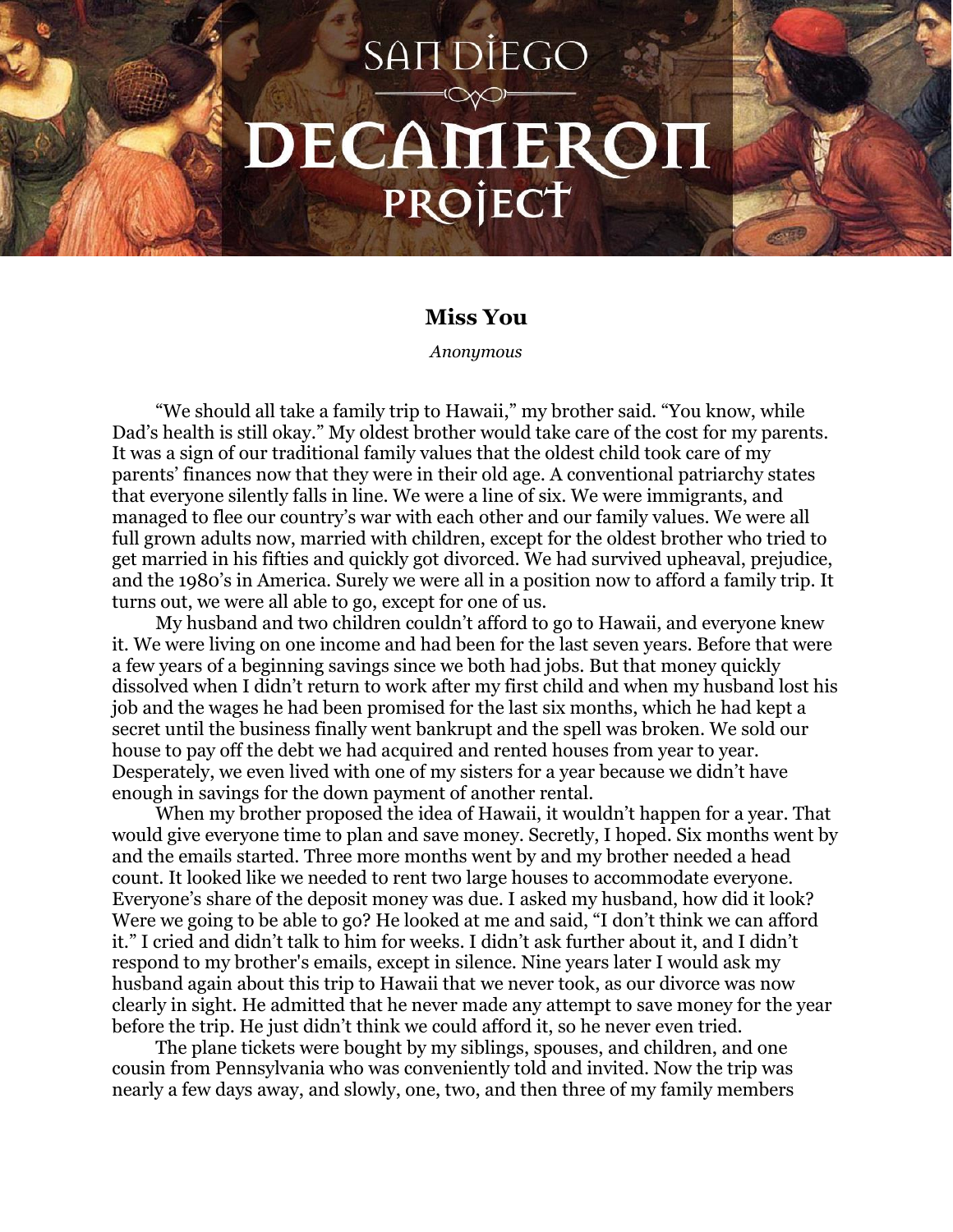# San Diego Decameron Project

## Miss You

*Anonymous*

"We should all take a family trip to Hawaii," my brother said. "You know, while Dad's health is still okay." My oldest brother would take care of the cost for my parents. It was a sign of our traditional family values that the oldest child took care of my parents' finances now that they were in their old age. A conventional patriarchy states that everyone silently falls in line. We were a line of six. We were immigrants, and managed to flee our country's war with each other and our family values. We were all full grown adults now, married with children, except for the oldest brother who tried to get married in his fifties and quickly got divorced. We had survived upheaval, prejudice, and the 1980's in America. Surely we were all in a position now to afford a family trip. It turns out, we were all able to go, except for one of us.

My husband and two children couldn't afford to go to Hawaii, and everyone knew it. We were living on one income and had been for the last seven years. Before that were a few years of a beginning savings since we both had jobs. But that money quickly dissolved when I didn't return to work after my first child and when my husband lost his job and the wages he had been promised for the last six months, which he had kept a secret until the business finally went bankrupt and the spell was broken. We sold our house to pay off the debt we had acquired and rented houses from year to year. Desperately, we even lived with one of my sisters for a year because we didn't have enough in savings for the down payment of another rental.

When my brother proposed the idea of Hawaii, it wouldn't happen for a year. That would give everyone time to plan and save money. Secretly, I hoped. Six months went by and the emails started. Three more months went by and my brother needed a head count. It looked like we needed to rent two large houses to accommodate everyone. Everyone's share of the deposit money was due. I asked my husband, how did it look? Were we going to be able to go? He looked at me and said, "I don't think we can afford it." I cried and didn't talk to him for weeks. I didn't ask further about it, and I didn't respond to my brother's emails, except in silence. Nine years later I would ask my husband again about this trip to Hawaii that we never took, as our divorce was now clearly in sight. He admitted that he never made any attempt to save money for the year before the trip. He just didn't think we could afford it, so he never even tried.

The plane tickets were bought by my siblings, spouses, and children, and one cousin from Pennsylvania who was conveniently told and invited. Now the trip was nearly a few days away, and slowly, one, two, and then three of my family members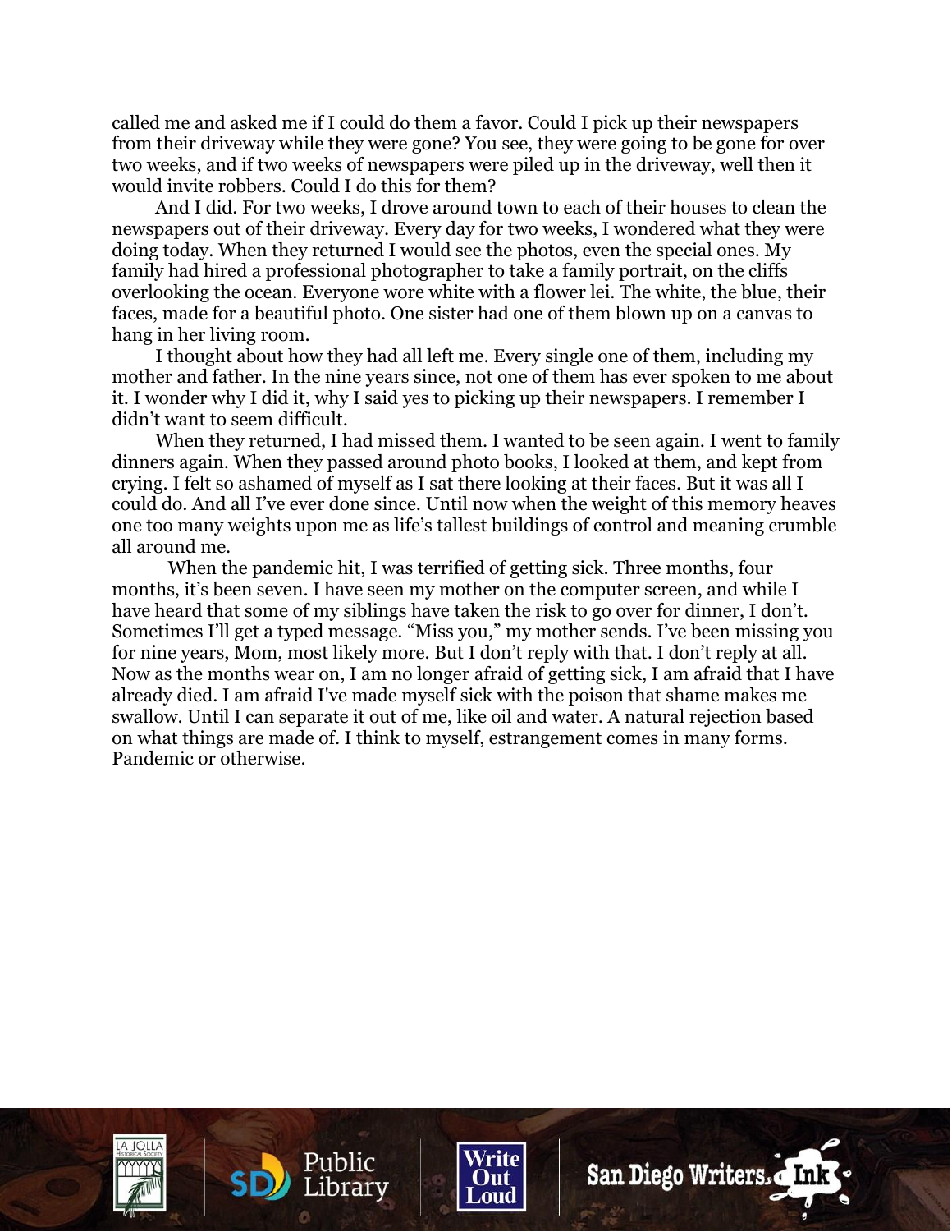called me and asked me if I could do them a favor. Could I pick up their newspapers from their driveway while they were gone? You see, they were going to be gone for over two weeks, and if two weeks of newspapers were piled up in the driveway, well then it would invite robbers. Could I do this for them?

And I did. For two weeks, I drove around town to each of their houses to clean the newspapers out of their driveway. Every day for two weeks, I wondered what they were doing today. When they returned I would see the photos, even the special ones. My family had hired a professional photographer to take a family portrait, on the cliffs overlooking the ocean. Everyone wore white with a flower lei. The white, the blue, their faces, made for a beautiful photo. One sister had one of them blown up on a canvas to hang in her living room.

I thought about how they had all left me. Every single one of them, including my mother and father. In the nine years since, not one of them has ever spoken to me about it. I wonder why I did it, why I said yes to picking up their newspapers. I remember I didn't want to seem difficult.

When they returned, I had missed them. I wanted to be seen again. I went to family dinners again. When they passed around photo books, I looked at them, and kept from crying. I felt so ashamed of myself as I sat there looking at their faces. But it was all I could do. And all I've ever done since. Until now when the weight of this memory heaves one too many weights upon me as life's tallest buildings of control and meaning crumble all around me.

When the pandemic hit, I was terrified of getting sick. Three months, four months, it's been seven. I have seen my mother on the computer screen, and while I have heard that some of my siblings have taken the risk to go over for dinner, I don't. Sometimes I'll get a typed message. "Miss you," my mother sends. I've been missing you for nine years, Mom, most likely more. But I don't reply with that. I don't reply at all. Now as the months wear on, I am no longer afraid of getting sick, I am afraid that I have already died. I am afraid I've made myself sick with the poison that shame makes me swallow. Until I can separate it out of me, like oil and water. A natural rejection based on what things are made of. I think to myself, estrangement comes in many forms. Pandemic or otherwise.